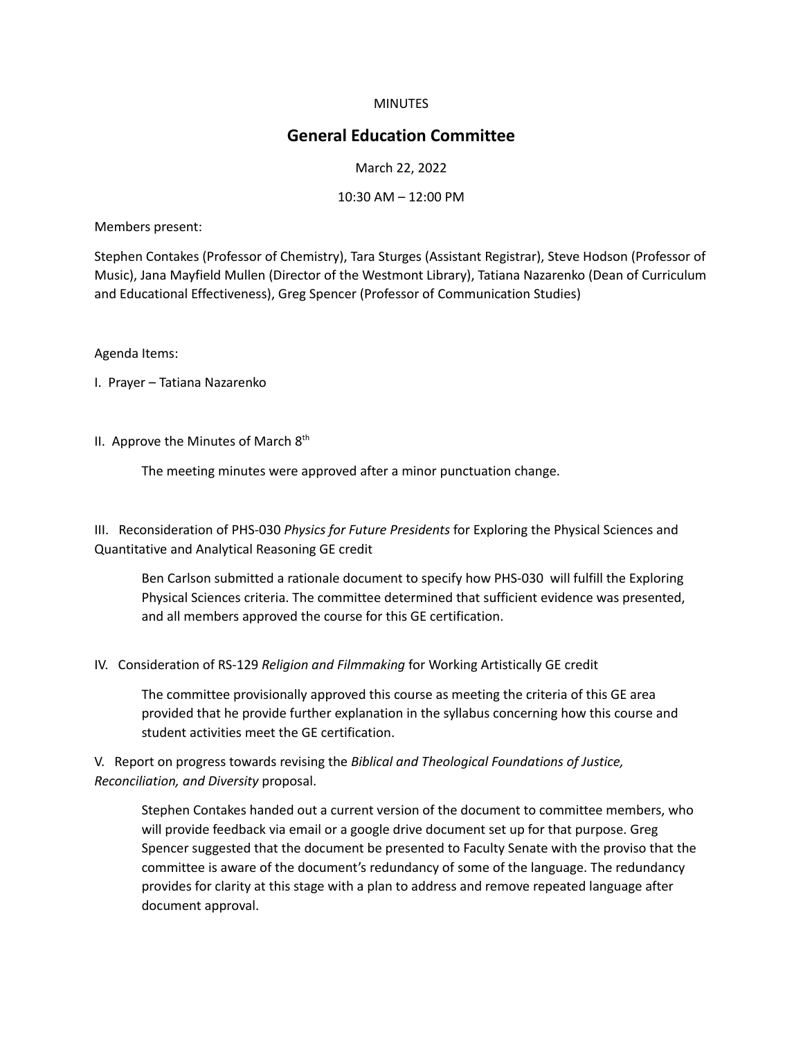MINUTES

# General Education Committee

March 22, 2022

10:30 AM – 12:00 PM

Members present:

Stephen Contakes (Professor of Chemistry), Tara Sturges (Assistant Registrar), Steve Hodson (Professor of Music), Jana Mayfield Mullen (Director of the Westmont Library), Tatiana Nazarenko (Dean of Curriculum and Educational Effectiveness), Greg Spencer (Professor of Communication Studies)

Agenda Items:

I. Prayer – Tatiana Nazarenko

II. Approve the Minutes of March 8th

The meeting minutes were approved after a minor punctuation change.

III. Reconsideration of PHS-030 *Physics for Future Presidents* for Exploring the Physical Sciences and Quantitative and Analytical Reasoning GE credit

Ben Carlson submitted a rationale document to specify how PHS-030 will fulfill the Exploring Physical Sciences criteria. The committee determined that sufficient evidence was presented, and all members approved the course for this GE certification.

IV. Consideration of RS-129 *Religion and Filmmaking* for Working Artistically GE credit

The committee provisionally approved this course as meeting the criteria of this GE area provided that he provide further explanation in the syllabus concerning how this course and student activities meet the GE certification.

V. Report on progress towards revising the *Biblical and Theological Foundations of Justice, Reconciliation, and Diversity* proposal.

Stephen Contakes handed out a current version of the document to committee members, who will provide feedback via email or a google drive document set up for that purpose. Greg Spencer suggested that the document be presented to Faculty Senate with the proviso that the committee is aware of the document's redundancy of some of the language. The redundancy provides for clarity at this stage with a plan to address and remove repeated language after document approval.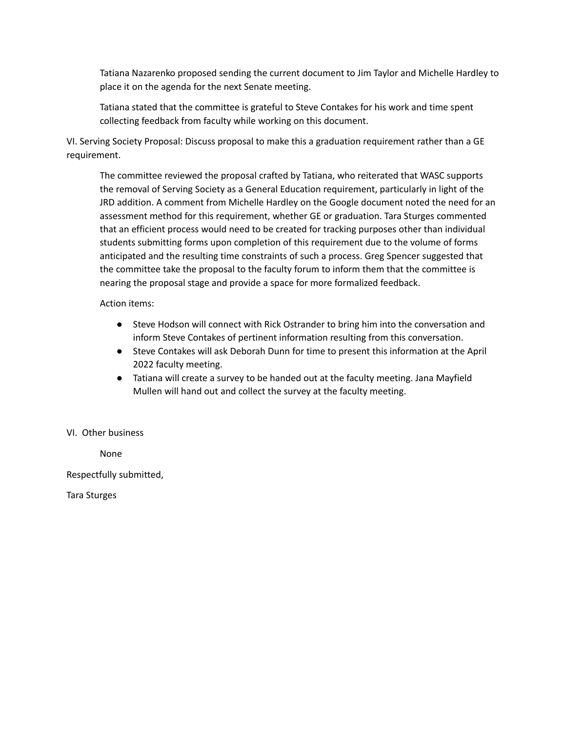Tatiana Nazarenko proposed sending the current document to Jim Taylor and Michelle Hardley to place it on the agenda for the next Senate meeting.

Tatiana stated that the committee is grateful to Steve Contakes for his work and time spent collecting feedback from faculty while working on this document.

VI. Serving Society Proposal: Discuss proposal to make this a graduation requirement rather than a GE requirement.

The committee reviewed the proposal crafted by Tatiana, who reiterated that WASC supports the removal of Serving Society as a General Education requirement, particularly in light of the JRD addition. A comment from Michelle Hardley on the Google document noted the need for an assessment method for this requirement, whether GE or graduation. Tara Sturges commented that an efficient process would need to be created for tracking purposes other than individual students submitting forms upon completion of this requirement due to the volume of forms anticipated and the resulting time constraints of such a process. Greg Spencer suggested that the committee take the proposal to the faculty forum to inform them that the committee is nearing the proposal stage and provide a space for more formalized feedback.

Action items:

- Steve Hodson will connect with Rick Ostrander to bring him into the conversation and inform Steve Contakes of pertinent information resulting from this conversation.
- Steve Contakes will ask Deborah Dunn for time to present this information at the April 2022 faculty meeting.
- Tatiana will create a survey to be handed out at the faculty meeting. Jana Mayfield Mullen will hand out and collect the survey at the faculty meeting.

VI. Other business

None

Respectfully submitted,

Tara Sturges